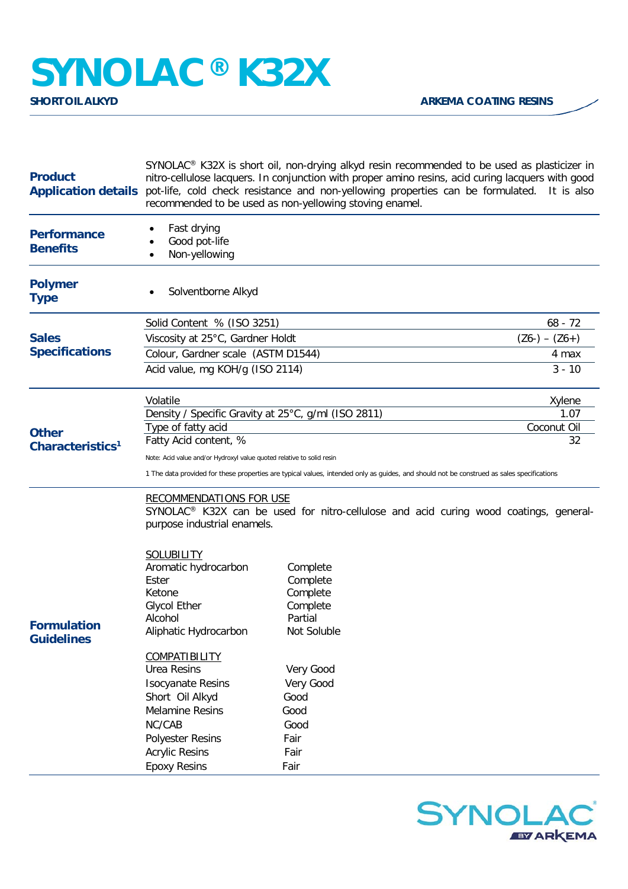# SYNOLAC® K32X

**SHORT OIL ALKYD**

**ARKEMA COATING RESINS**

## Product Application details

SYNOLAC® K32X is short oil, non-drying alkyd resin recommended to be used as plasticizer in nitro-cellulose lacquers. In conjunction with proper amino resins, acid curing lacquers with good pot-life, cold check resistance and non-yellowing properties can be formulated. It is also recommended to be used as non-yellowing stoving enamel.

## Performance Benefits

- Fast drying
- Good pot-life
- Non-yellowing

## Polymer Type

- Solventborne Alkyd

## Sales Specifications

| Property | Value |
|---|---|
| Solid Content % (ISO 3251) | 68 - 72 |
| Viscosity at 25°C, Gardner Holdt | (Z6-) – (Z6+) |
| Colour, Gardner scale (ASTM D1544) | 4 max |
| Acid value, mg KOH/g (ISO 2114) | 3 - 10 |

## Other Characteristics[1]

| Property | Value |
|---|---|
| Volatile | Xylene |
| Density / Specific Gravity at 25°C, g/ml (ISO 2811) | 1.07 |
| Type of fatty acid | Coconut Oil |
| Fatty Acid content, % | 32 |

Note: Acid value and/or Hydroxyl value quoted relative to solid resin

1 The data provided for these properties are typical values, intended only as guides, and should not be construed as sales specifications

## Formulation Guidelines

RECOMMENDATIONS FOR USE

SYNOLAC® K32X can be used for nitro-cellulose and acid curing wood coatings, general-purpose industrial enamels.

SOLUBILITY

| | |
|---|---|
| Aromatic hydrocarbon | Complete |
| Ester | Complete |
| Ketone | Complete |
| Glycol Ether | Complete |
| Alcohol | Partial |
| Aliphatic Hydrocarbon | Not Soluble |

COMPATIBILITY

| | |
|---|---|
| Urea Resins | Very Good |
| Isocyanate Resins | Very Good |
| Short Oil Alkyd | Good |
| Melamine Resins | Good |
| NC/CAB | Good |
| Polyester Resins | Fair |
| Acrylic Resins | Fair |
| Epoxy Resins | Fair |

SYNOLAC BY ARKEMA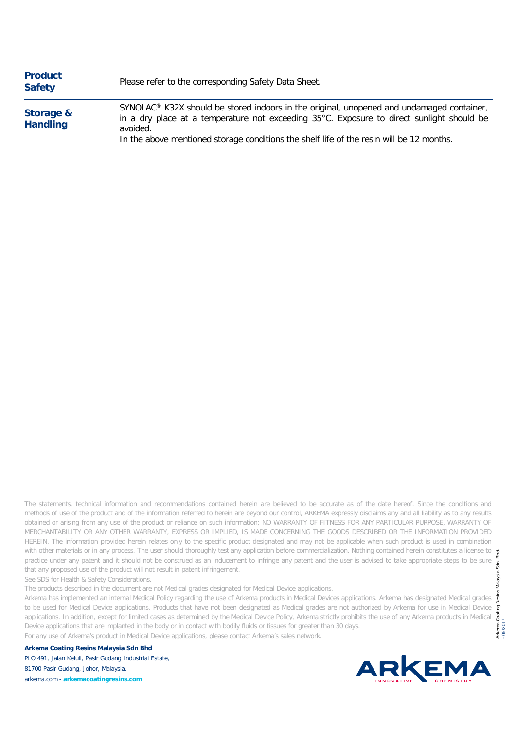| | |
|---|---|
| **Product Safety** | Please refer to the corresponding Safety Data Sheet. |
| **Storage & Handling** | SYNOLAC® K32X should be stored indoors in the original, unopened and undamaged container, in a dry place at a temperature not exceeding 35°C. Exposure to direct sunlight should be avoided.<br>In the above mentioned storage conditions the shelf life of the resin will be 12 months. |

The statements, technical information and recommendations contained herein are believed to be accurate as of the date hereof. Since the conditions and methods of use of the product and of the information referred to herein are beyond our control, ARKEMA expressly disclaims any and all liability as to any results obtained or arising from any use of the product or reliance on such information; NO WARRANTY OF FITNESS FOR ANY PARTICULAR PURPOSE, WARRANTY OF MERCHANTABILITY OR ANY OTHER WARRANTY, EXPRESS OR IMPLIED, IS MADE CONCERNING THE GOODS DESCRIBED OR THE INFORMATION PROVIDED HEREIN. The information provided herein relates only to the specific product designated and may not be applicable when such product is used in combination with other materials or in any process. The user should thoroughly test any application before commercialization. Nothing contained herein constitutes a license to practice under any patent and it should not be construed as an inducement to infringe any patent and the user is advised to take appropriate steps to be sure that any proposed use of the product will not result in patent infringement.

See SDS for Health & Safety Considerations.

The products described in the document are not Medical grades designated for Medical Device applications.

Arkema has implemented an internal Medical Policy regarding the use of Arkema products in Medical Devices applications. Arkema has designated Medical grades to be used for Medical Device applications. Products that have not been designated as Medical grades are not authorized by Arkema for use in Medical Device applications. In addition, except for limited cases as determined by the Medical Device Policy, Arkema strictly prohibits the use of any Arkema products in Medical Device applications that are implanted in the body or in contact with bodily fluids or tissues for greater than 30 days.

For any use of Arkema's product in Medical Device applications, please contact Arkema's sales network.

**Arkema Coating Resins Malaysia Sdn Bhd**

PLO 491, Jalan Keluli, Pasir Gudang Industrial Estate,
81700 Pasir Gudang, Johor, Malaysia.
arkema.com - **arkemacoatingresins.com**

Arkema Coating Resins Malaysia Sdn. Bhd. - 05/2017

ARKEMA INNOVATIVE CHEMISTRY